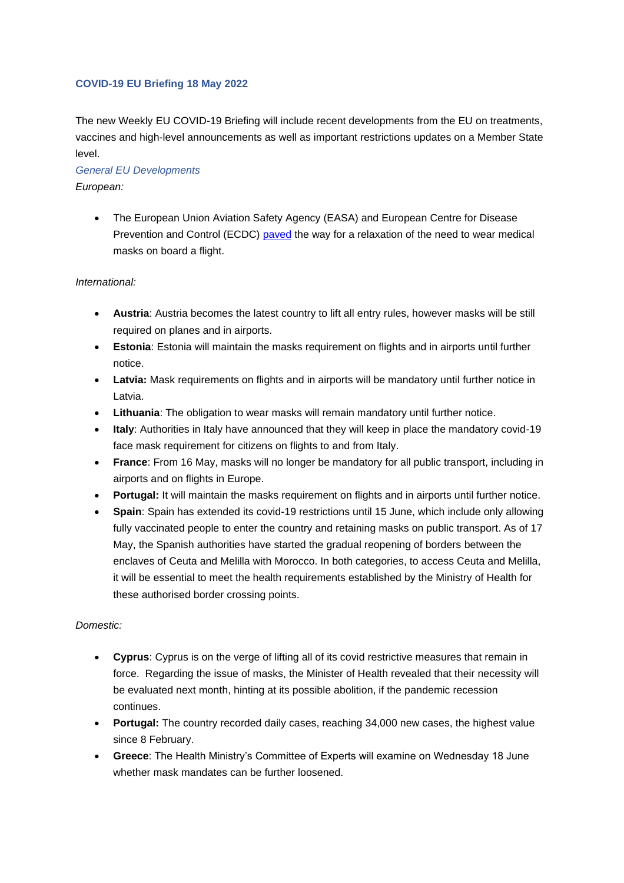## COVID-19 EU Briefing 18 May 2022

The new Weekly EU COVID-19 Briefing will include recent developments from the EU on treatments, vaccines and high-level announcements as well as important restrictions updates on a Member State level.

### *General EU Developments*

*European:*

- The European Union Aviation Safety Agency (EASA) and European Centre for Disease Prevention and Control (ECDC) paved the way for a relaxation of the need to wear medical masks on board a flight.

*International:*

- **Austria**: Austria becomes the latest country to lift all entry rules, however masks will be still required on planes and in airports.
- **Estonia**: Estonia will maintain the masks requirement on flights and in airports until further notice.
- **Latvia:** Mask requirements on flights and in airports will be mandatory until further notice in Latvia.
- **Lithuania**: The obligation to wear masks will remain mandatory until further notice.
- **Italy**: Authorities in Italy have announced that they will keep in place the mandatory covid-19 face mask requirement for citizens on flights to and from Italy.
- **France**: From 16 May, masks will no longer be mandatory for all public transport, including in airports and on flights in Europe.
- **Portugal:** It will maintain the masks requirement on flights and in airports until further notice.
- **Spain**: Spain has extended its covid-19 restrictions until 15 June, which include only allowing fully vaccinated people to enter the country and retaining masks on public transport. As of 17 May, the Spanish authorities have started the gradual reopening of borders between the enclaves of Ceuta and Melilla with Morocco. In both categories, to access Ceuta and Melilla, it will be essential to meet the health requirements established by the Ministry of Health for these authorised border crossing points.

*Domestic:*

- **Cyprus**: Cyprus is on the verge of lifting all of its covid restrictive measures that remain in force. Regarding the issue of masks, the Minister of Health revealed that their necessity will be evaluated next month, hinting at its possible abolition, if the pandemic recession continues.
- **Portugal:** The country recorded daily cases, reaching 34,000 new cases, the highest value since 8 February.
- **Greece**: The Health Ministry's Committee of Experts will examine on Wednesday 18 June whether mask mandates can be further loosened.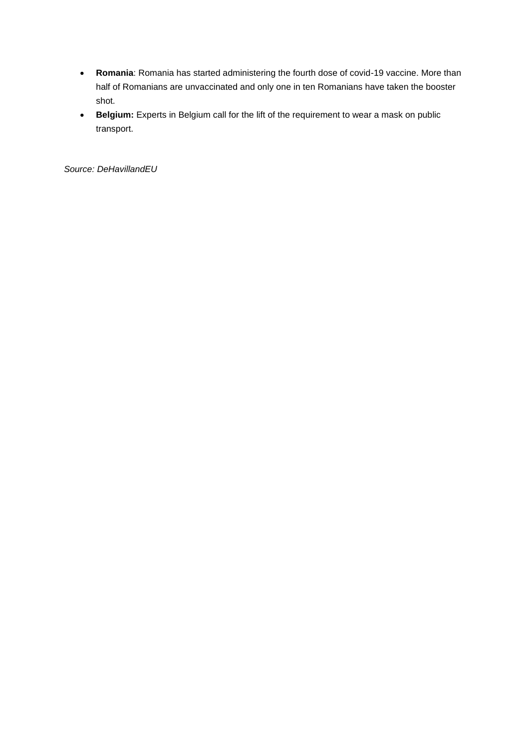- **Romania**: Romania has started administering the fourth dose of covid-19 vaccine. More than half of Romanians are unvaccinated and only one in ten Romanians have taken the booster shot.
- **Belgium:** Experts in Belgium call for the lift of the requirement to wear a mask on public transport.

*Source: DeHavillandEU*